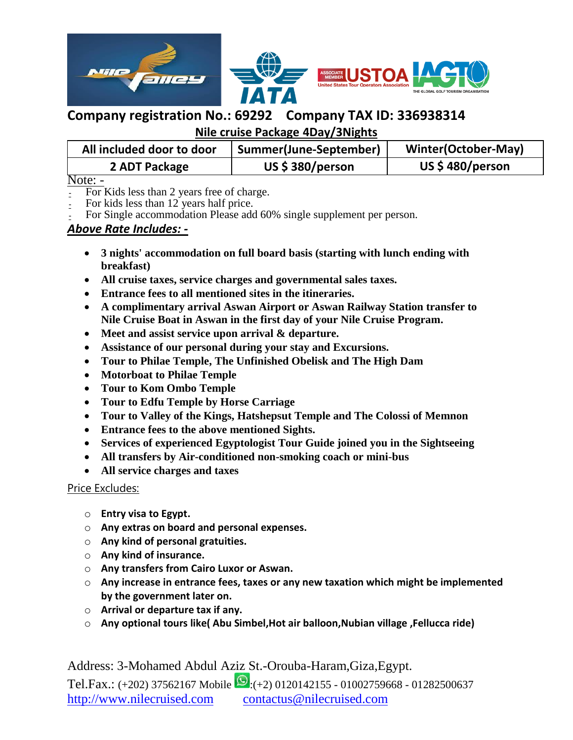**Company registration No.: 69292 Company TAX ID: 336938314**

**Nile cruise Package 4Day/3Nights**

| All included door to door | Summer(June-September) | Winter(October-May) |
|---|---|---|
| 2 ADT Package | US $ 380/person | US $ 480/person |

Note: -

- For Kids less than 2 years free of charge.
- For kids less than 12 years half price.
- For Single accommodation Please add 60% single supplement per person.

***Above Rate Includes: -***

- **3 nights' accommodation on full board basis (starting with lunch ending with breakfast)**
- **All cruise taxes, service charges and governmental sales taxes.**
- **Entrance fees to all mentioned sites in the itineraries.**
- **A complimentary arrival Aswan Airport or Aswan Railway Station transfer to Nile Cruise Boat in Aswan in the first day of your Nile Cruise Program.**
- **Meet and assist service upon arrival & departure.**
- **Assistance of our personal during your stay and Excursions.**
- **Tour to Philae Temple, The Unfinished Obelisk and The High Dam**
- **Motorboat to Philae Temple**
- **Tour to Kom Ombo Temple**
- **Tour to Edfu Temple by Horse Carriage**
- **Tour to Valley of the Kings, Hatshepsut Temple and The Colossi of Memnon**
- **Entrance fees to the above mentioned Sights.**
- **Services of experienced Egyptologist Tour Guide joined you in the Sightseeing**
- **All transfers by Air-conditioned non-smoking coach or mini-bus**
- **All service charges and taxes**

Price Excludes:

- **Entry visa to Egypt.**
- **Any extras on board and personal expenses.**
- **Any kind of personal gratuities.**
- **Any kind of insurance.**
- **Any transfers from Cairo Luxor or Aswan.**
- **Any increase in entrance fees, taxes or any new taxation which might be implemented by the government later on.**
- **Arrival or departure tax if any.**
- **Any optional tours like( Abu Simbel,Hot air balloon,Nubian village ,Fellucca ride)**

Address: 3-Mohamed Abdul Aziz St.-Orouba-Haram,Giza,Egypt.
Tel.Fax.: (+202) 37562167 Mobile :(+2) 0120142155 - 01002759668 - 01282500637
http://www.nilecruised.com contactus@nilecruised.com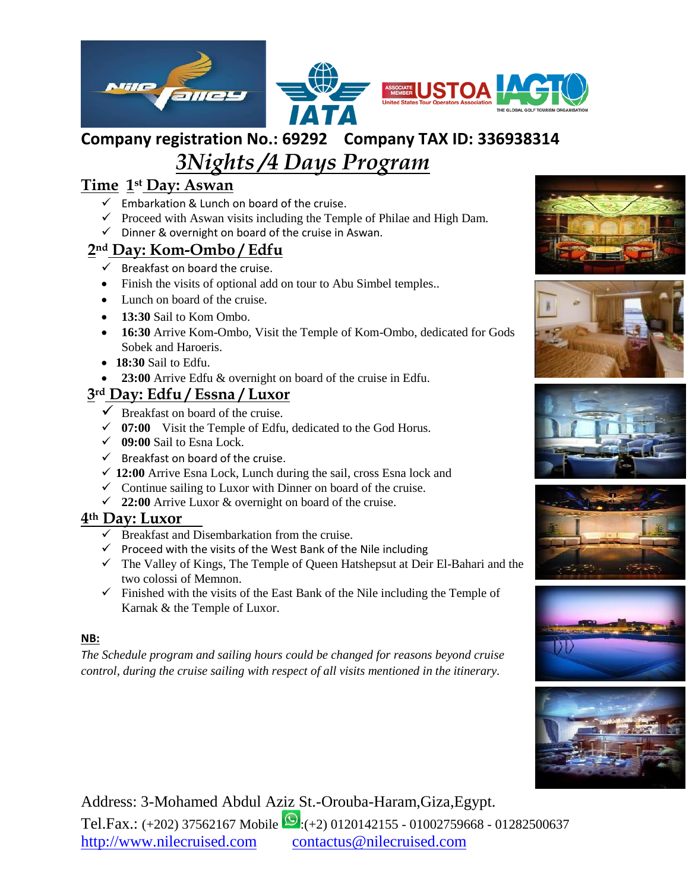Company registration No.: 69292  Company TAX ID: 336938314

# *3Nights /4 Days Program*

## Time 1st Day: Aswan

- ✓ Embarkation & Lunch on board of the cruise.
- ✓ Proceed with Aswan visits including the Temple of Philae and High Dam.
- ✓ Dinner & overnight on board of the cruise in Aswan.

## 2nd Day: Kom-Ombo / Edfu

- ✓ Breakfast on board the cruise.
- Finish the visits of optional add on tour to Abu Simbel temples..
- Lunch on board of the cruise.
- **13:30** Sail to Kom Ombo.
- **16:30** Arrive Kom-Ombo, Visit the Temple of Kom-Ombo, dedicated for Gods Sobek and Haroeris.
- **18:30** Sail to Edfu.
- **23:00** Arrive Edfu & overnight on board of the cruise in Edfu.

## 3rd Day: Edfu / Essna / Luxor

- ✓ Breakfast on board of the cruise.
- ✓ **07:00** Visit the Temple of Edfu, dedicated to the God Horus.
- ✓ **09:00** Sail to Esna Lock.
- ✓ Breakfast on board of the cruise.
- ✓ **12:00** Arrive Esna Lock, Lunch during the sail, cross Esna lock and
- ✓ Continue sailing to Luxor with Dinner on board of the cruise.
- ✓ **22:00** Arrive Luxor & overnight on board of the cruise.

## 4th Day: Luxor

- ✓ Breakfast and Disembarkation from the cruise.
- ✓ Proceed with the visits of the West Bank of the Nile including
- ✓ The Valley of Kings, The Temple of Queen Hatshepsut at Deir El-Bahari and the two colossi of Memnon.
- ✓ Finished with the visits of the East Bank of the Nile including the Temple of Karnak & the Temple of Luxor.

**NB:**

*The Schedule program and sailing hours could be changed for reasons beyond cruise control, during the cruise sailing with respect of all visits mentioned in the itinerary.*

Address: 3-Mohamed Abdul Aziz St.-Orouba-Haram,Giza,Egypt.
Tel.Fax.: (+202) 37562167 Mobile :(+2) 0120142155 - 01002759668 - 01282500637
http://www.nilecruised.com  contactus@nilecruised.com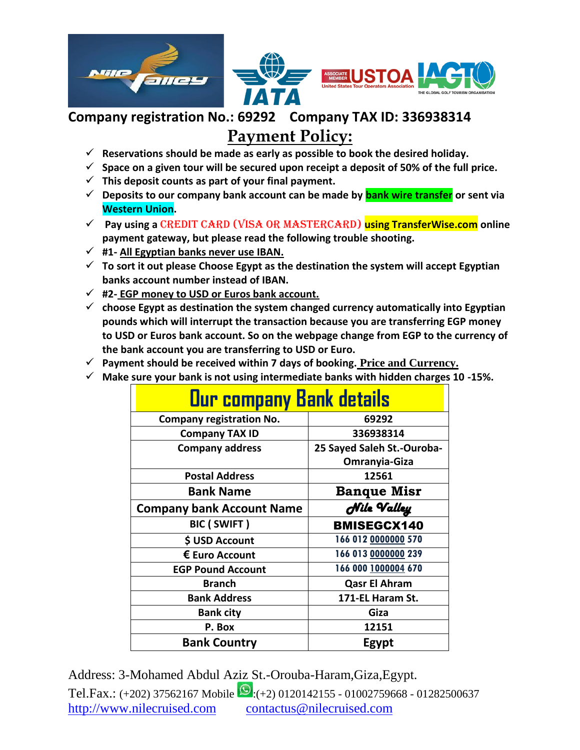**Company registration No.: 69292 Company TAX ID: 336938314**

# Payment Policy:

- ✓ Reservations should be made as early as possible to book the desired holiday.
- ✓ Space on a given tour will be secured upon receipt a deposit of 50% of the full price.
- ✓ This deposit counts as part of your final payment.
- ✓ Deposits to our company bank account can be made by bank wire transfer or sent via Western Union.
- ✓ Pay using a CREDIT CARD (VISA OR MASTERCARD) using TransferWise.com online payment gateway, but please read the following trouble shooting.
- ✓ #1- All Egyptian banks never use IBAN.
- ✓ To sort it out please Choose Egypt as the destination the system will accept Egyptian banks account number instead of IBAN.
- ✓ #2- EGP money to USD or Euros bank account.
- ✓ choose Egypt as destination the system changed currency automatically into Egyptian pounds which will interrupt the transaction because you are transferring EGP money to USD or Euros bank account. So on the webpage change from EGP to the currency of the bank account you are transferring to USD or Euro.
- ✓ Payment should be received within 7 days of booking. Price and Currency.
- ✓ Make sure your bank is not using intermediate banks with hidden charges 10 -15%.

| Our company Bank details | |
|---|---|
| Company registration No. | 69292 |
| Company TAX ID | 336938314 |
| Company address | 25 Sayed Saleh St.-Ouroba-Omranyia-Giza |
| Postal Address | 12561 |
| Bank Name | Banque Misr |
| Company bank Account Name | Nile Valley |
| BIC ( SWIFT ) | BMISEGCX140 |
| $ USD Account | 166 012 0000000 570 |
| € Euro Account | 166 013 0000000 239 |
| EGP Pound Account | 166 000 1000004 670 |
| Branch | Qasr El Ahram |
| Bank Address | 171-EL Haram St. |
| Bank city | Giza |
| P. Box | 12151 |
| Bank Country | Egypt |

Address: 3-Mohamed Abdul Aziz St.-Orouba-Haram,Giza,Egypt.
Tel.Fax.: (+202) 37562167 Mobile :(+2) 0120142155 - 01002759668 - 01282500637
http://www.nilecruised.com contactus@nilecruised.com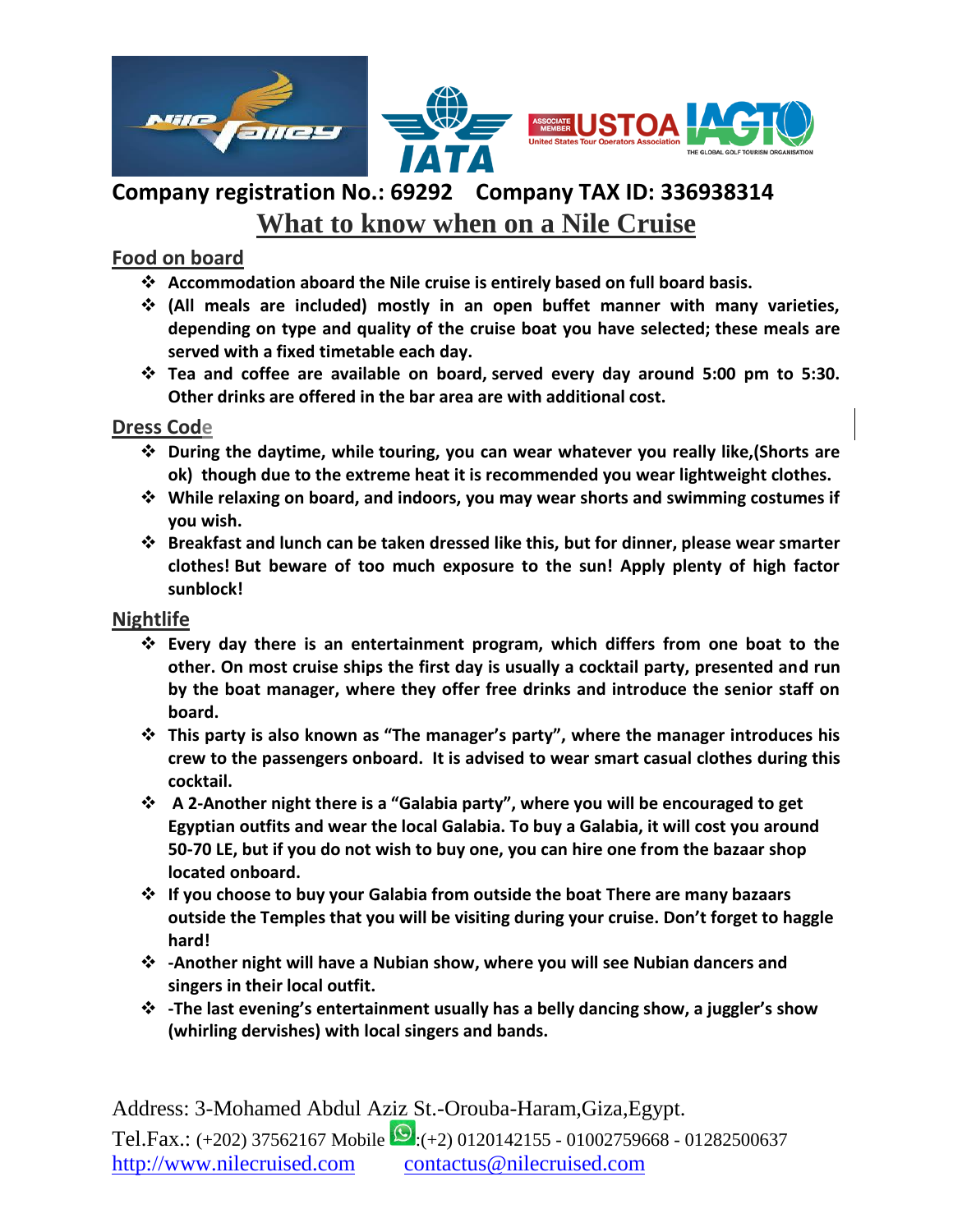**Company registration No.: 69292    Company TAX ID: 336938314**

# What to know when on a Nile Cruise

## Food on board

- **Accommodation aboard the Nile cruise is entirely based on full board basis.**
- **(All meals are included) mostly in an open buffet manner with many varieties, depending on type and quality of the cruise boat you have selected; these meals are served with a fixed timetable each day.**
- **Tea and coffee are available on board, served every day around 5:00 pm to 5:30. Other drinks are offered in the bar area are with additional cost.**

## Dress Code

- **During the daytime, while touring, you can wear whatever you really like,(Shorts are ok) though due to the extreme heat it is recommended you wear lightweight clothes.**
- **While relaxing on board, and indoors, you may wear shorts and swimming costumes if you wish.**
- **Breakfast and lunch can be taken dressed like this, but for dinner, please wear smarter clothes! But beware of too much exposure to the sun! Apply plenty of high factor sunblock!**

## Nightlife

- **Every day there is an entertainment program, which differs from one boat to the other. On most cruise ships the first day is usually a cocktail party, presented and run by the boat manager, where they offer free drinks and introduce the senior staff on board.**
- **This party is also known as "The manager's party", where the manager introduces his crew to the passengers onboard. It is advised to wear smart casual clothes during this cocktail.**
- **A 2-Another night there is a "Galabia party", where you will be encouraged to get Egyptian outfits and wear the local Galabia. To buy a Galabia, it will cost you around 50-70 LE, but if you do not wish to buy one, you can hire one from the bazaar shop located onboard.**
- **If you choose to buy your Galabia from outside the boat There are many bazaars outside the Temples that you will be visiting during your cruise. Don't forget to haggle hard!**
- **-Another night will have a Nubian show, where you will see Nubian dancers and singers in their local outfit.**
- **-The last evening's entertainment usually has a belly dancing show, a juggler's show (whirling dervishes) with local singers and bands.**

Address: 3-Mohamed Abdul Aziz St.-Orouba-Haram,Giza,Egypt.
Tel.Fax.: (+202) 37562167 Mobile :(+2) 0120142155 - 01002759668 - 01282500637
http://www.nilecruised.com    contactus@nilecruised.com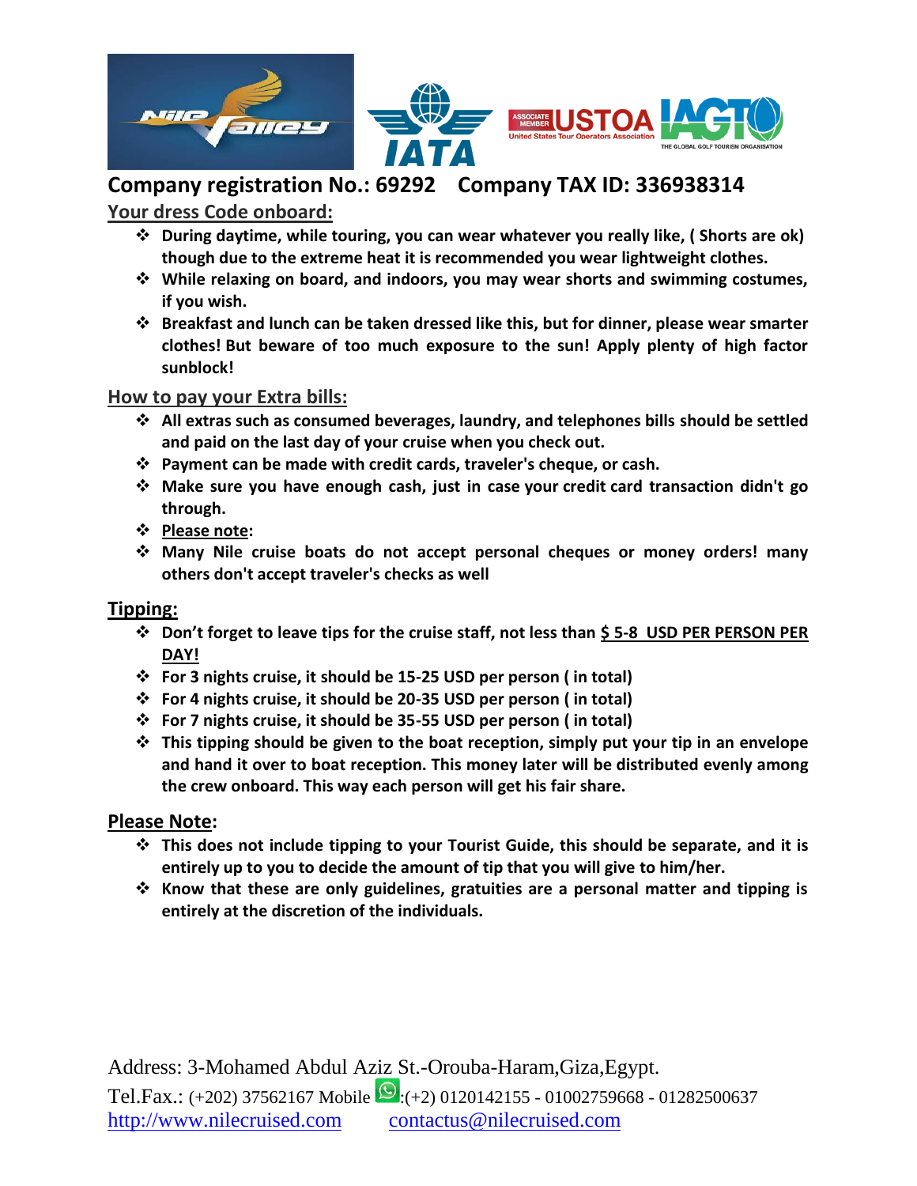**Company registration No.: 69292    Company TAX ID: 336938314**

## Your dress Code onboard:

- **During daytime, while touring, you can wear whatever you really like, ( Shorts are ok) though due to the extreme heat it is recommended you wear lightweight clothes.**
- **While relaxing on board, and indoors, you may wear shorts and swimming costumes, if you wish.**
- **Breakfast and lunch can be taken dressed like this, but for dinner, please wear smarter clothes! But beware of too much exposure to the sun! Apply plenty of high factor sunblock!**

## How to pay your Extra bills:

- **All extras such as consumed beverages, laundry, and telephones bills should be settled and paid on the last day of your cruise when you check out.**
- **Payment can be made with credit cards, traveler's cheque, or cash.**
- **Make sure you have enough cash, just in case your credit card transaction didn't go through.**
- **Please note:**
- **Many Nile cruise boats do not accept personal cheques or money orders! many others don't accept traveler's checks as well**

## Tipping:

- **Don't forget to leave tips for the cruise staff, not less than $ 5-8 USD PER PERSON PER DAY!**
- **For 3 nights cruise, it should be 15-25 USD per person ( in total)**
- **For 4 nights cruise, it should be 20-35 USD per person ( in total)**
- **For 7 nights cruise, it should be 35-55 USD per person ( in total)**
- **This tipping should be given to the boat reception, simply put your tip in an envelope and hand it over to boat reception. This money later will be distributed evenly among the crew onboard. This way each person will get his fair share.**

## Please Note:

- **This does not include tipping to your Tourist Guide, this should be separate, and it is entirely up to you to decide the amount of tip that you will give to him/her.**
- **Know that these are only guidelines, gratuities are a personal matter and tipping is entirely at the discretion of the individuals.**

Address: 3-Mohamed Abdul Aziz St.-Orouba-Haram,Giza,Egypt.
Tel.Fax.: (+202) 37562167 Mobile :(+2) 0120142155 - 01002759668 - 01282500637
http://www.nilecruised.com    contactus@nilecruised.com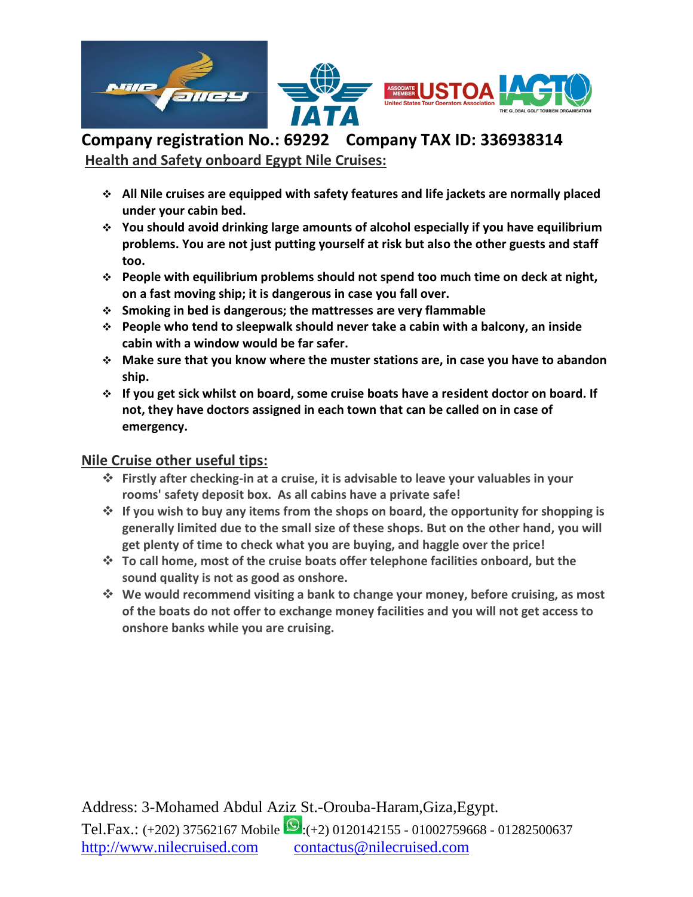**Company registration No.: 69292 Company TAX ID: 336938314**

## Health and Safety onboard Egypt Nile Cruises:

- **All Nile cruises are equipped with safety features and life jackets are normally placed under your cabin bed.**
- **You should avoid drinking large amounts of alcohol especially if you have equilibrium problems. You are not just putting yourself at risk but also the other guests and staff too.**
- **People with equilibrium problems should not spend too much time on deck at night, on a fast moving ship; it is dangerous in case you fall over.**
- **Smoking in bed is dangerous; the mattresses are very flammable**
- **People who tend to sleepwalk should never take a cabin with a balcony, an inside cabin with a window would be far safer.**
- **Make sure that you know where the muster stations are, in case you have to abandon ship.**
- **If you get sick whilst on board, some cruise boats have a resident doctor on board. If not, they have doctors assigned in each town that can be called on in case of emergency.**

## Nile Cruise other useful tips:

- **Firstly after checking-in at a cruise, it is advisable to leave your valuables in your rooms' safety deposit box. As all cabins have a private safe!**
- **If you wish to buy any items from the shops on board, the opportunity for shopping is generally limited due to the small size of these shops. But on the other hand, you will get plenty of time to check what you are buying, and haggle over the price!**
- **To call home, most of the cruise boats offer telephone facilities onboard, but the sound quality is not as good as onshore.**
- **We would recommend visiting a bank to change your money, before cruising, as most of the boats do not offer to exchange money facilities and you will not get access to onshore banks while you are cruising.**

Address: 3-Mohamed Abdul Aziz St.-Orouba-Haram,Giza,Egypt.
Tel.Fax.: (+202) 37562167 Mobile :(+2) 0120142155 - 01002759668 - 01282500637
http://www.nilecruised.com contactus@nilecruised.com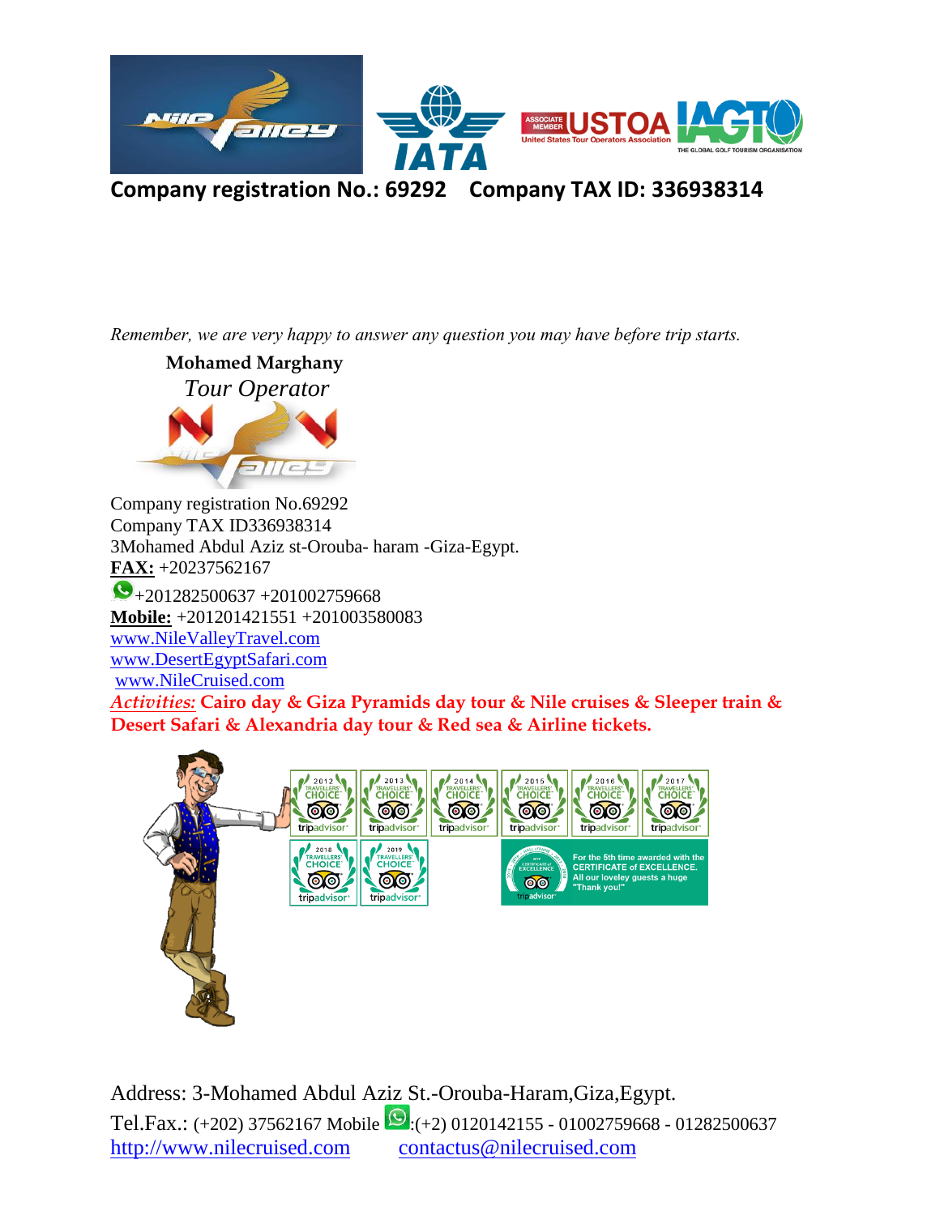**Company registration No.: 69292    Company TAX ID: 336938314**

*Remember, we are very happy to answer any question you may have before trip starts.*

**Mohamed Marghany**

*Tour Operator*

Company registration No.69292
Company TAX ID336938314
3Mohamed Abdul Aziz st-Orouba- haram -Giza-Egypt.
**FAX:** +20237562167
+201282500637 +201002759668
**Mobile:** +201201421551 +201003580083
www.NileValleyTravel.com
www.DesertEgyptSafari.com
www.NileCruised.com

***Activities:*** **Cairo day & Giza Pyramids day tour & Nile cruises & Sleeper train & Desert Safari & Alexandria day tour & Red sea & Airline tickets.**

Address: 3-Mohamed Abdul Aziz St.-Orouba-Haram,Giza,Egypt.
Tel.Fax.: (+202) 37562167 Mobile :(+2) 0120142155 - 01002759668 - 01282500637
http://www.nilecruised.com    contactus@nilecruised.com